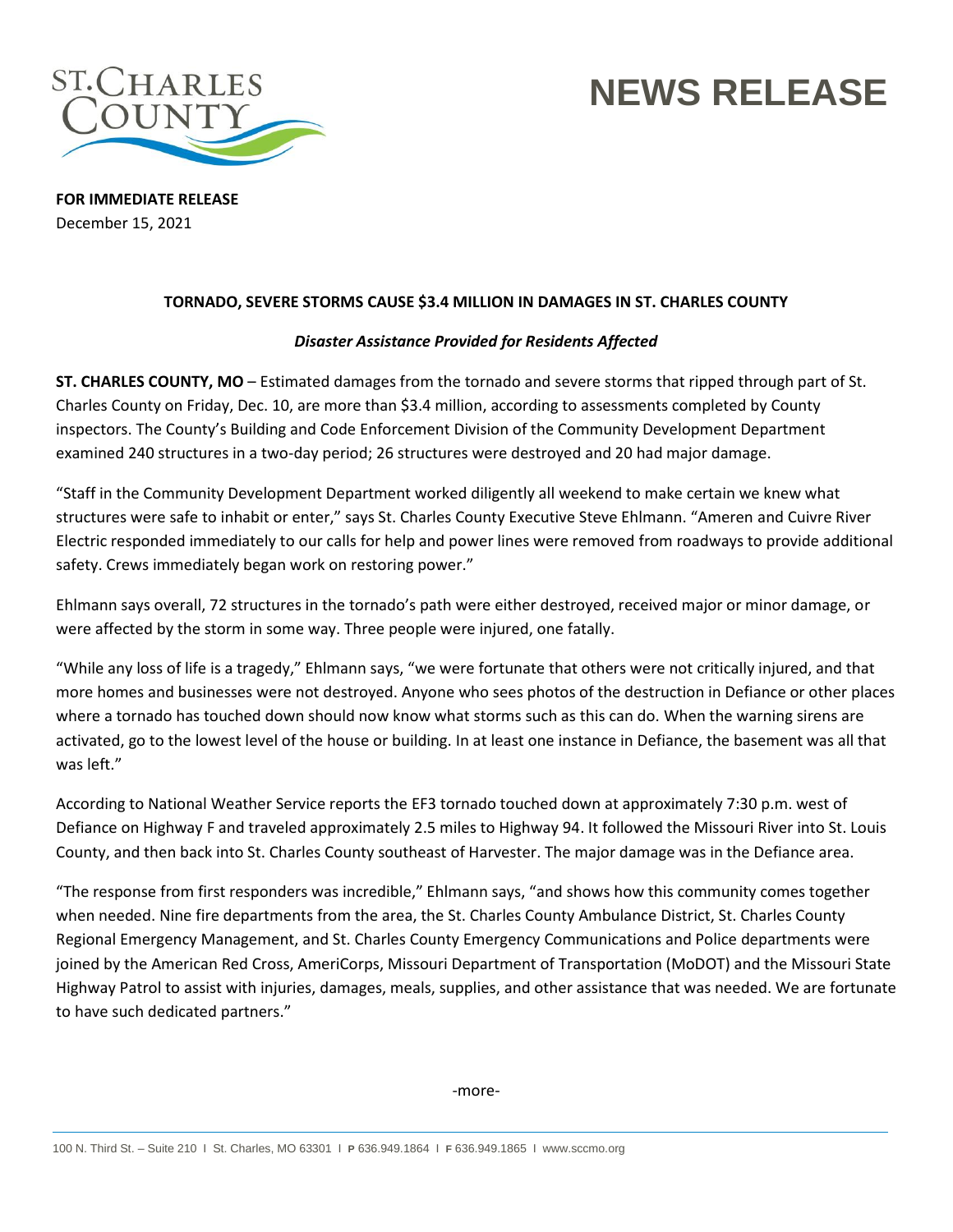# NEWS RELEASE

**FOR IMMEDIATE RELEASE**
December 15, 2021

**TORNADO, SEVERE STORMS CAUSE $3.4 MILLION IN DAMAGES IN ST. CHARLES COUNTY**

***Disaster Assistance Provided for Residents Affected***

**ST. CHARLES COUNTY, MO** – Estimated damages from the tornado and severe storms that ripped through part of St. Charles County on Friday, Dec. 10, are more than $3.4 million, according to assessments completed by County inspectors. The County's Building and Code Enforcement Division of the Community Development Department examined 240 structures in a two-day period; 26 structures were destroyed and 20 had major damage.

"Staff in the Community Development Department worked diligently all weekend to make certain we knew what structures were safe to inhabit or enter," says St. Charles County Executive Steve Ehlmann. "Ameren and Cuivre River Electric responded immediately to our calls for help and power lines were removed from roadways to provide additional safety. Crews immediately began work on restoring power."

Ehlmann says overall, 72 structures in the tornado's path were either destroyed, received major or minor damage, or were affected by the storm in some way. Three people were injured, one fatally.

"While any loss of life is a tragedy," Ehlmann says, "we were fortunate that others were not critically injured, and that more homes and businesses were not destroyed. Anyone who sees photos of the destruction in Defiance or other places where a tornado has touched down should now know what storms such as this can do. When the warning sirens are activated, go to the lowest level of the house or building. In at least one instance in Defiance, the basement was all that was left."

According to National Weather Service reports the EF3 tornado touched down at approximately 7:30 p.m. west of Defiance on Highway F and traveled approximately 2.5 miles to Highway 94. It followed the Missouri River into St. Louis County, and then back into St. Charles County southeast of Harvester. The major damage was in the Defiance area.

"The response from first responders was incredible," Ehlmann says, "and shows how this community comes together when needed. Nine fire departments from the area, the St. Charles County Ambulance District, St. Charles County Regional Emergency Management, and St. Charles County Emergency Communications and Police departments were joined by the American Red Cross, AmeriCorps, Missouri Department of Transportation (MoDOT) and the Missouri State Highway Patrol to assist with injuries, damages, meals, supplies, and other assistance that was needed. We are fortunate to have such dedicated partners."

-more-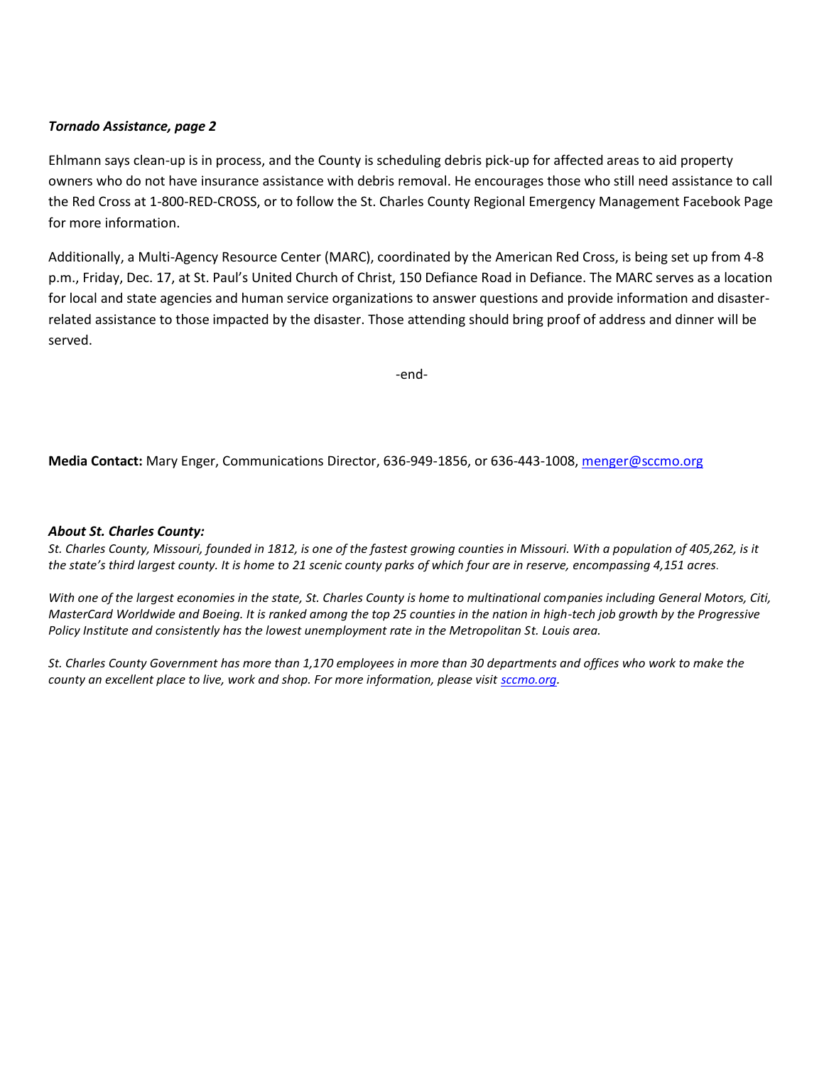*Tornado Assistance, page 2*

Ehlmann says clean-up is in process, and the County is scheduling debris pick-up for affected areas to aid property owners who do not have insurance assistance with debris removal. He encourages those who still need assistance to call the Red Cross at 1-800-RED-CROSS, or to follow the St. Charles County Regional Emergency Management Facebook Page for more information.

Additionally, a Multi-Agency Resource Center (MARC), coordinated by the American Red Cross, is being set up from 4-8 p.m., Friday, Dec. 17, at St. Paul's United Church of Christ, 150 Defiance Road in Defiance. The MARC serves as a location for local and state agencies and human service organizations to answer questions and provide information and disaster-related assistance to those impacted by the disaster. Those attending should bring proof of address and dinner will be served.

-end-

**Media Contact:** Mary Enger, Communications Director, 636-949-1856, or 636-443-1008, menger@sccmo.org

***About St. Charles County:***

*St. Charles County, Missouri, founded in 1812, is one of the fastest growing counties in Missouri. With a population of 405,262, is it the state's third largest county. It is home to 21 scenic county parks of which four are in reserve, encompassing 4,151 acres.*

*With one of the largest economies in the state, St. Charles County is home to multinational companies including General Motors, Citi, MasterCard Worldwide and Boeing. It is ranked among the top 25 counties in the nation in high-tech job growth by the Progressive Policy Institute and consistently has the lowest unemployment rate in the Metropolitan St. Louis area.*

*St. Charles County Government has more than 1,170 employees in more than 30 departments and offices who work to make the county an excellent place to live, work and shop. For more information, please visit sccmo.org.*